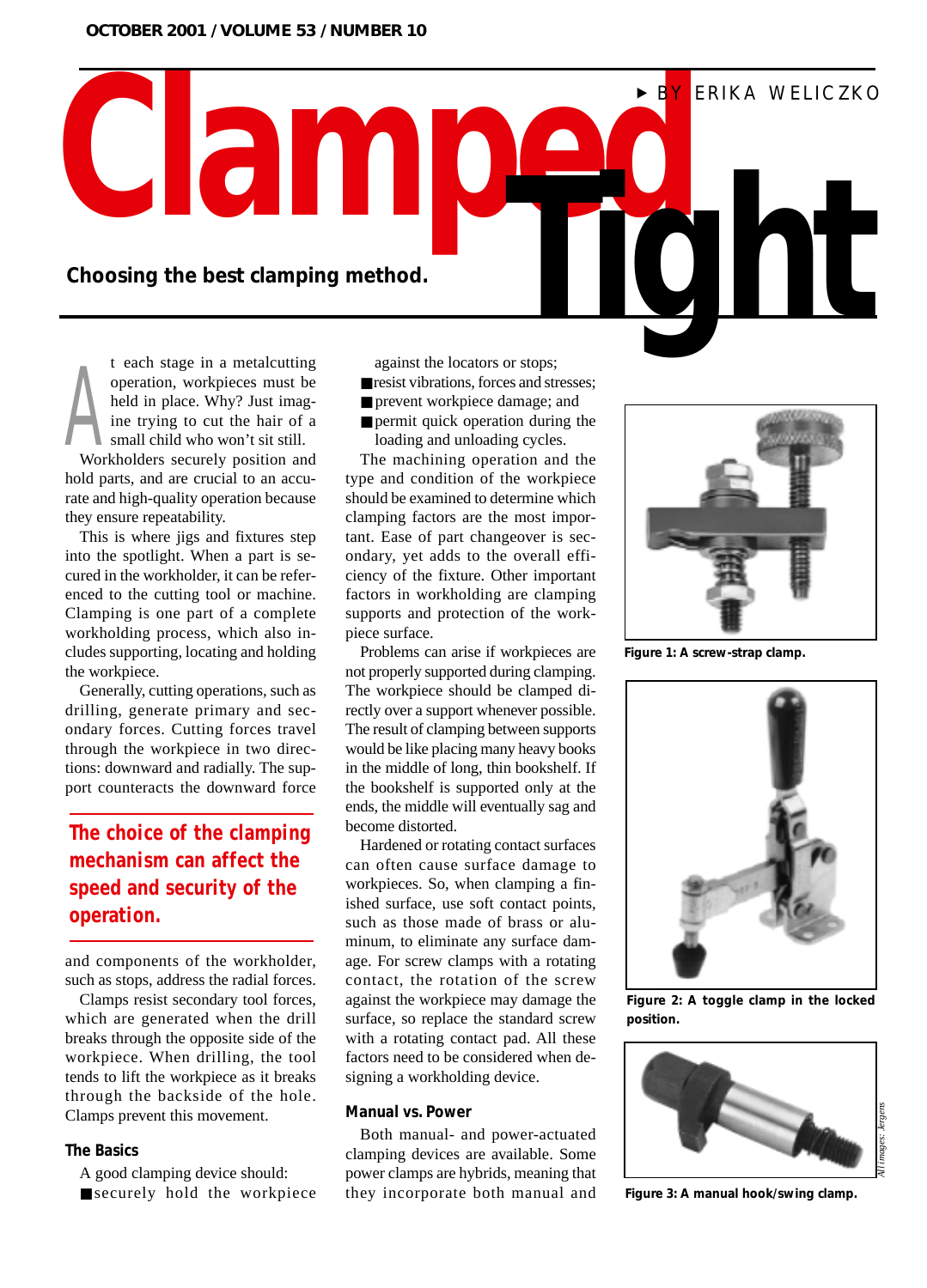# Clamped Tight

BY ERIKA WELICZKO

**Choosing the best clamping method.**

At each stage in a metalcutting operation, workpieces must be held in place. Why? Just imagine trying to cut the hair of a small child who won't sit still.

Workholders securely position and hold parts, and are crucial to an accurate and high-quality operation because they ensure repeatability.

This is where jigs and fixtures step into the spotlight. When a part is secured in the workholder, it can be referenced to the cutting tool or machine. Clamping is one part of a complete workholding process, which also includes supporting, locating and holding the workpiece.

Generally, cutting operations, such as drilling, generate primary and secondary forces. Cutting forces travel through the workpiece in two directions: downward and radially. The support counteracts the downward force and components of the workholder, such as stops, address the radial forces.

> **The choice of the clamping mechanism can affect the speed and security of the operation.**

Clamps resist secondary tool forces, which are generated when the drill breaks through the opposite side of the workpiece. When drilling, the tool tends to lift the workpiece as it breaks through the backside of the hole. Clamps prevent this movement.

## The Basics

A good clamping device should:

- securely hold the workpiece against the locators or stops;
- resist vibrations, forces and stresses;
- prevent workpiece damage; and
- permit quick operation during the loading and unloading cycles.

The machining operation and the type and condition of the workpiece should be examined to determine which clamping factors are the most important. Ease of part changeover is secondary, yet adds to the overall efficiency of the fixture. Other important factors in workholding are clamping supports and protection of the workpiece surface.

Problems can arise if workpieces are not properly supported during clamping. The workpiece should be clamped directly over a support whenever possible. The result of clamping between supports would be like placing many heavy books in the middle of long, thin bookshelf. If the bookshelf is supported only at the ends, the middle will eventually sag and become distorted.

Hardened or rotating contact surfaces can often cause surface damage to workpieces. So, when clamping a finished surface, use soft contact points, such as those made of brass or aluminum, to eliminate any surface damage. For screw clamps with a rotating contact, the rotation of the screw against the workpiece may damage the surface, so replace the standard screw with a rotating contact pad. All these factors need to be considered when designing a workholding device.

## Manual vs. Power

Both manual- and power-actuated clamping devices are available. Some power clamps are hybrids, meaning that they incorporate both manual and

**Figure 1: A screw-strap clamp.**

**Figure 2: A toggle clamp in the locked position.**

**Figure 3: A manual hook/swing clamp.**

*All images: Jergens*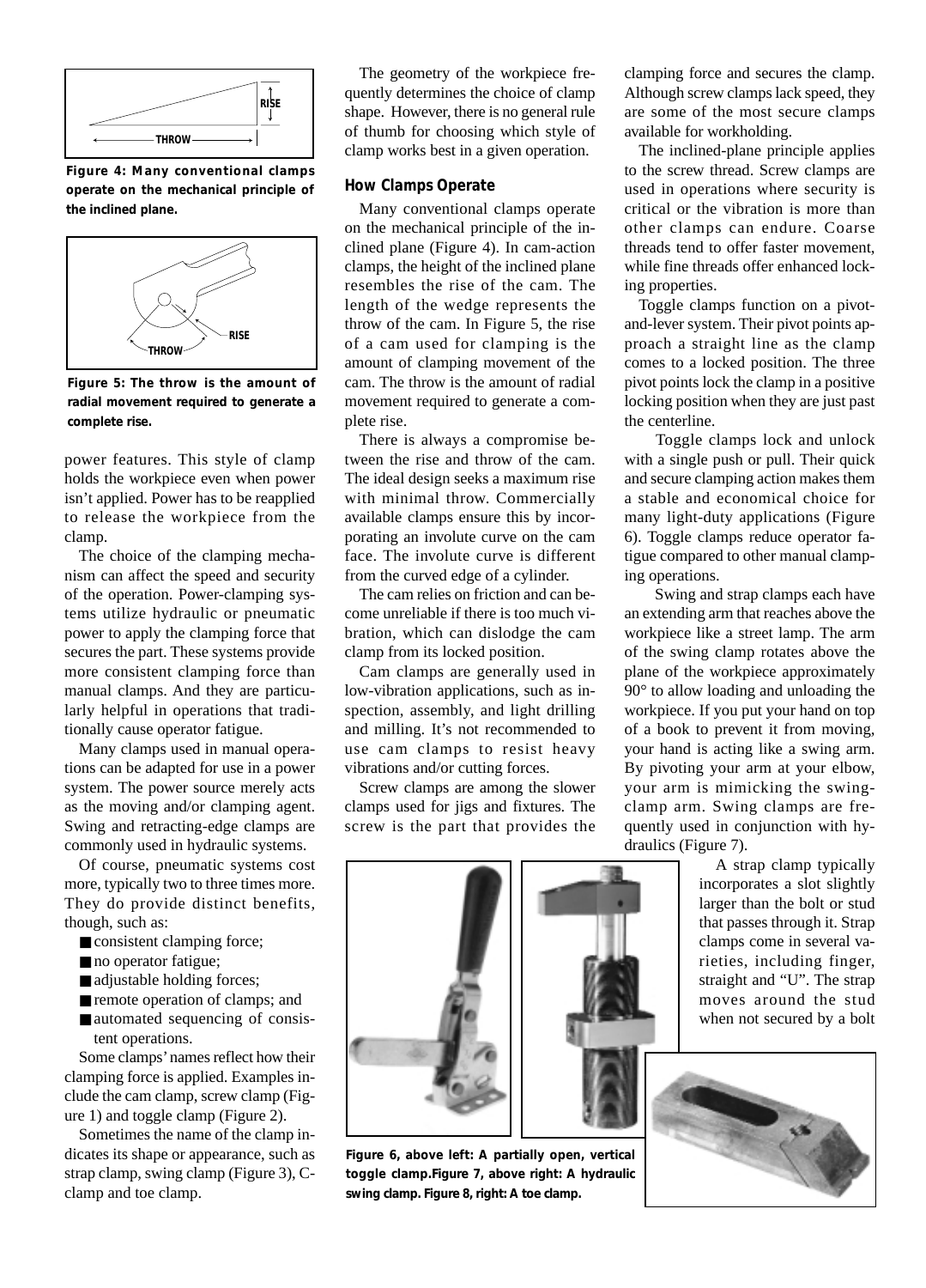RISE

THROW

**Figure 4: Many conventional clamps operate on the mechanical principle of the inclined plane.**

RISE

THROW

**Figure 5: The throw is the amount of radial movement required to generate a complete rise.**

power features. This style of clamp holds the workpiece even when power isn't applied. Power has to be reapplied to release the workpiece from the clamp.

The choice of the clamping mechanism can affect the speed and security of the operation. Power-clamping systems utilize hydraulic or pneumatic power to apply the clamping force that secures the part. These systems provide more consistent clamping force than manual clamps. And they are particularly helpful in operations that traditionally cause operator fatigue.

Many clamps used in manual operations can be adapted for use in a power system. The power source merely acts as the moving and/or clamping agent. Swing and retracting-edge clamps are commonly used in hydraulic systems.

Of course, pneumatic systems cost more, typically two to three times more. They do provide distinct benefits, though, such as:

- consistent clamping force;
- no operator fatigue;
- adjustable holding forces;
- remote operation of clamps; and
- automated sequencing of consistent operations.

Some clamps' names reflect how their clamping force is applied. Examples include the cam clamp, screw clamp (Figure 1) and toggle clamp (Figure 2).

Sometimes the name of the clamp indicates its shape or appearance, such as strap clamp, swing clamp (Figure 3), C-clamp and toe clamp.

The geometry of the workpiece frequently determines the choice of clamp shape. However, there is no general rule of thumb for choosing which style of clamp works best in a given operation.

### How Clamps Operate

Many conventional clamps operate on the mechanical principle of the inclined plane (Figure 4). In cam-action clamps, the height of the inclined plane resembles the rise of the cam. The length of the wedge represents the throw of the cam. In Figure 5, the rise of a cam used for clamping is the amount of clamping movement of the cam. The throw is the amount of radial movement required to generate a complete rise.

There is always a compromise between the rise and throw of the cam. The ideal design seeks a maximum rise with minimal throw. Commercially available clamps ensure this by incorporating an involute curve on the cam face. The involute curve is different from the curved edge of a cylinder.

The cam relies on friction and can become unreliable if there is too much vibration, which can dislodge the cam clamp from its locked position.

Cam clamps are generally used in low-vibration applications, such as inspection, assembly, and light drilling and milling. It's not recommended to use cam clamps to resist heavy vibrations and/or cutting forces.

Screw clamps are among the slower clamps used for jigs and fixtures. The screw is the part that provides the clamping force and secures the clamp. Although screw clamps lack speed, they are some of the most secure clamps available for workholding.

The inclined-plane principle applies to the screw thread. Screw clamps are used in operations where security is critical or the vibration is more than other clamps can endure. Coarse threads tend to offer faster movement, while fine threads offer enhanced locking properties.

Toggle clamps function on a pivot-and-lever system. Their pivot points approach a straight line as the clamp comes to a locked position. The three pivot points lock the clamp in a positive locking position when they are just past the centerline.

Toggle clamps lock and unlock with a single push or pull. Their quick and secure clamping action makes them a stable and economical choice for many light-duty applications (Figure 6). Toggle clamps reduce operator fatigue compared to other manual clamping operations.

Swing and strap clamps each have an extending arm that reaches above the workpiece like a street lamp. The arm of the swing clamp rotates above the plane of the workpiece approximately 90° to allow loading and unloading the workpiece. If you put your hand on top of a book to prevent it from moving, your hand is acting like a swing arm. By pivoting your arm at your elbow, your arm is mimicking the swing-clamp arm. Swing clamps are frequently used in conjunction with hydraulics (Figure 7).

A strap clamp typically incorporates a slot slightly larger than the bolt or stud that passes through it. Strap clamps come in several varieties, including finger, straight and "U". The strap moves around the stud when not secured by a bolt

**Figure 6, above left: A partially open, vertical toggle clamp. Figure 7, above right: A hydraulic swing clamp. Figure 8, right: A toe clamp.**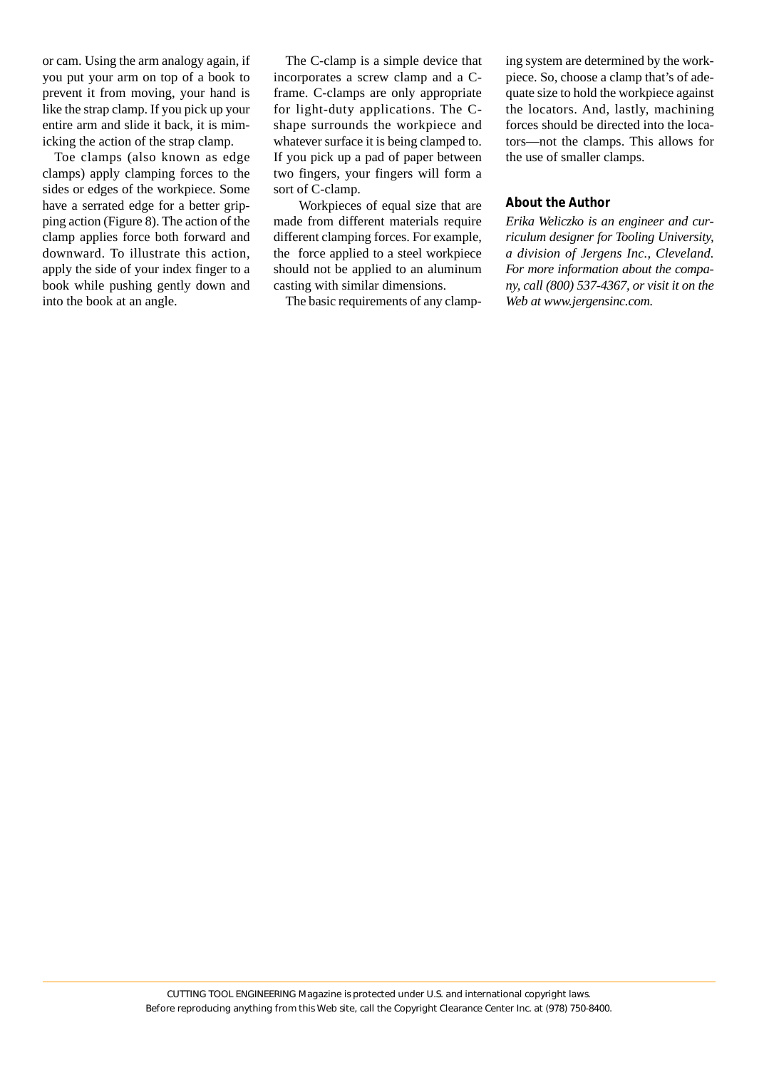or cam. Using the arm analogy again, if you put your arm on top of a book to prevent it from moving, your hand is like the strap clamp. If you pick up your entire arm and slide it back, it is mimicking the action of the strap clamp.

Toe clamps (also known as edge clamps) apply clamping forces to the sides or edges of the workpiece. Some have a serrated edge for a better gripping action (Figure 8). The action of the clamp applies force both forward and downward. To illustrate this action, apply the side of your index finger to a book while pushing gently down and into the book at an angle.

The C-clamp is a simple device that incorporates a screw clamp and a C-frame. C-clamps are only appropriate for light-duty applications. The C-shape surrounds the workpiece and whatever surface it is being clamped to. If you pick up a pad of paper between two fingers, your fingers will form a sort of C-clamp.

Workpieces of equal size that are made from different materials require different clamping forces. For example, the force applied to a steel workpiece should not be applied to an aluminum casting with similar dimensions.

The basic requirements of any clamping system are determined by the workpiece. So, choose a clamp that's of adequate size to hold the workpiece against the locators. And, lastly, machining forces should be directed into the locators—not the clamps. This allows for the use of smaller clamps.

### About the Author

*Erika Weliczko is an engineer and curriculum designer for Tooling University, a division of Jergens Inc., Cleveland. For more information about the company, call (800) 537-4367, or visit it on the Web at www.jergensinc.com.*

CUTTING TOOL ENGINEERING Magazine is protected under U.S. and international copyright laws.
Before reproducing anything from this Web site, call the Copyright Clearance Center Inc. at (978) 750-8400.